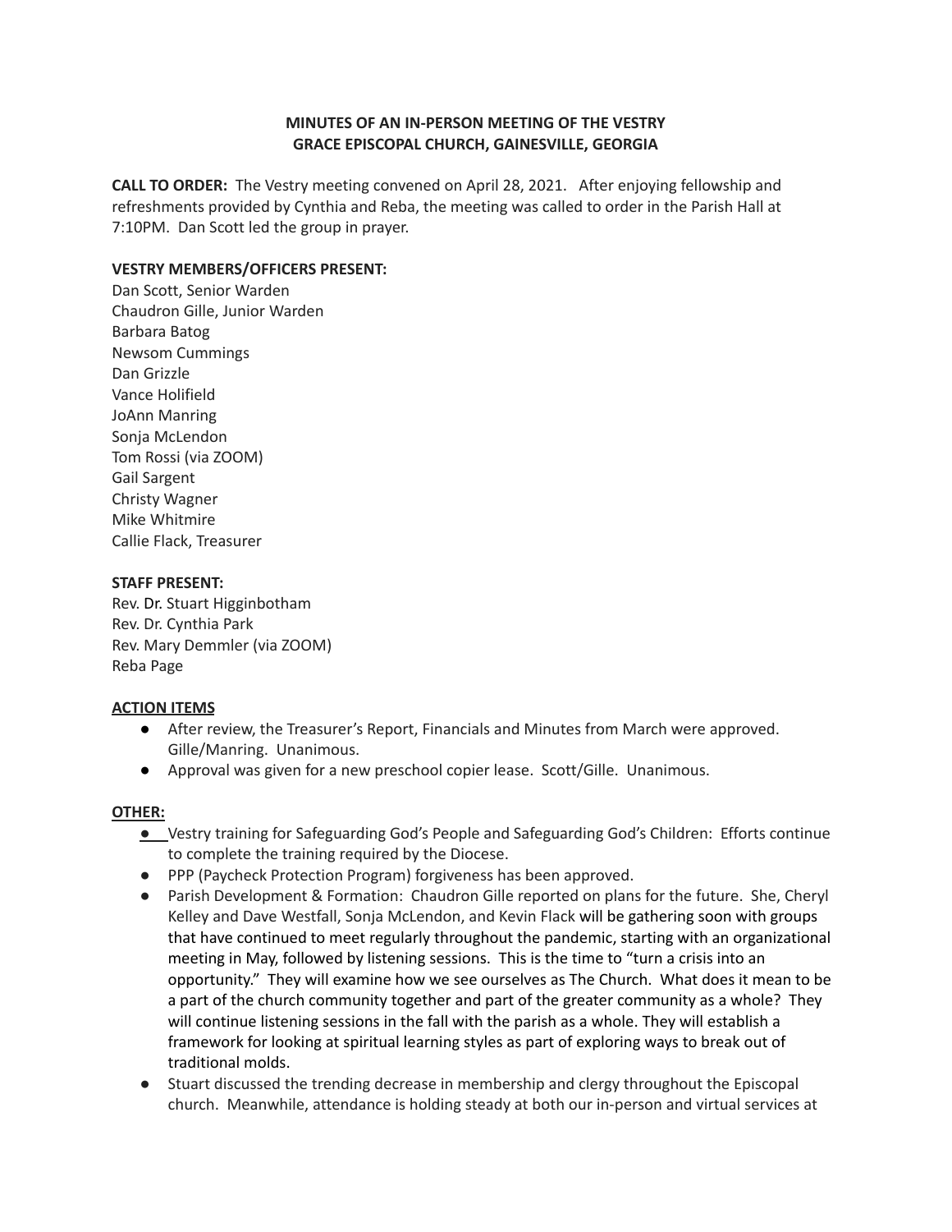# MINUTES OF AN IN-PERSON MEETING OF THE VESTRY
## GRACE EPISCOPAL CHURCH, GAINESVILLE, GEORGIA

**CALL TO ORDER:** The Vestry meeting convened on April 28, 2021. After enjoying fellowship and refreshments provided by Cynthia and Reba, the meeting was called to order in the Parish Hall at 7:10PM. Dan Scott led the group in prayer.

**VESTRY MEMBERS/OFFICERS PRESENT:**

Dan Scott, Senior Warden
Chaudron Gille, Junior Warden
Barbara Batog
Newsom Cummings
Dan Grizzle
Vance Holifield
JoAnn Manring
Sonja McLendon
Tom Rossi (via ZOOM)
Gail Sargent
Christy Wagner
Mike Whitmire
Callie Flack, Treasurer

**STAFF PRESENT:**

Rev. Dr. Stuart Higginbotham
Rev. Dr. Cynthia Park
Rev. Mary Demmler (via ZOOM)
Reba Page

**ACTION ITEMS**

- After review, the Treasurer's Report, Financials and Minutes from March were approved. Gille/Manring. Unanimous.
- Approval was given for a new preschool copier lease. Scott/Gille. Unanimous.

**OTHER:**

- Vestry training for Safeguarding God's People and Safeguarding God's Children: Efforts continue to complete the training required by the Diocese.
- PPP (Paycheck Protection Program) forgiveness has been approved.
- Parish Development & Formation: Chaudron Gille reported on plans for the future. She, Cheryl Kelley and Dave Westfall, Sonja McLendon, and Kevin Flack will be gathering soon with groups that have continued to meet regularly throughout the pandemic, starting with an organizational meeting in May, followed by listening sessions. This is the time to "turn a crisis into an opportunity." They will examine how we see ourselves as The Church. What does it mean to be a part of the church community together and part of the greater community as a whole? They will continue listening sessions in the fall with the parish as a whole. They will establish a framework for looking at spiritual learning styles as part of exploring ways to break out of traditional molds.
- Stuart discussed the trending decrease in membership and clergy throughout the Episcopal church. Meanwhile, attendance is holding steady at both our in-person and virtual services at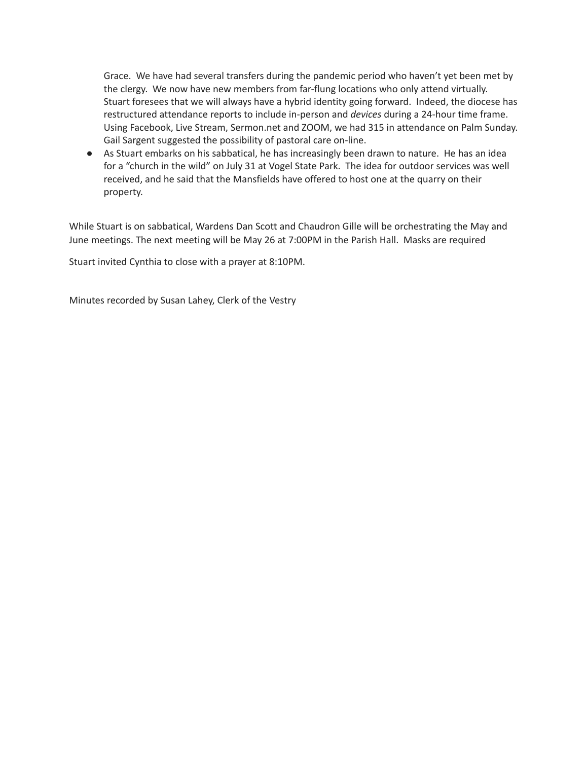Grace. We have had several transfers during the pandemic period who haven't yet been met by the clergy. We now have new members from far-flung locations who only attend virtually. Stuart foresees that we will always have a hybrid identity going forward. Indeed, the diocese has restructured attendance reports to include in-person and *devices* during a 24-hour time frame. Using Facebook, Live Stream, Sermon.net and ZOOM, we had 315 in attendance on Palm Sunday. Gail Sargent suggested the possibility of pastoral care on-line.

- As Stuart embarks on his sabbatical, he has increasingly been drawn to nature. He has an idea for a "church in the wild" on July 31 at Vogel State Park. The idea for outdoor services was well received, and he said that the Mansfields have offered to host one at the quarry on their property.

While Stuart is on sabbatical, Wardens Dan Scott and Chaudron Gille will be orchestrating the May and June meetings. The next meeting will be May 26 at 7:00PM in the Parish Hall. Masks are required

Stuart invited Cynthia to close with a prayer at 8:10PM.

Minutes recorded by Susan Lahey, Clerk of the Vestry